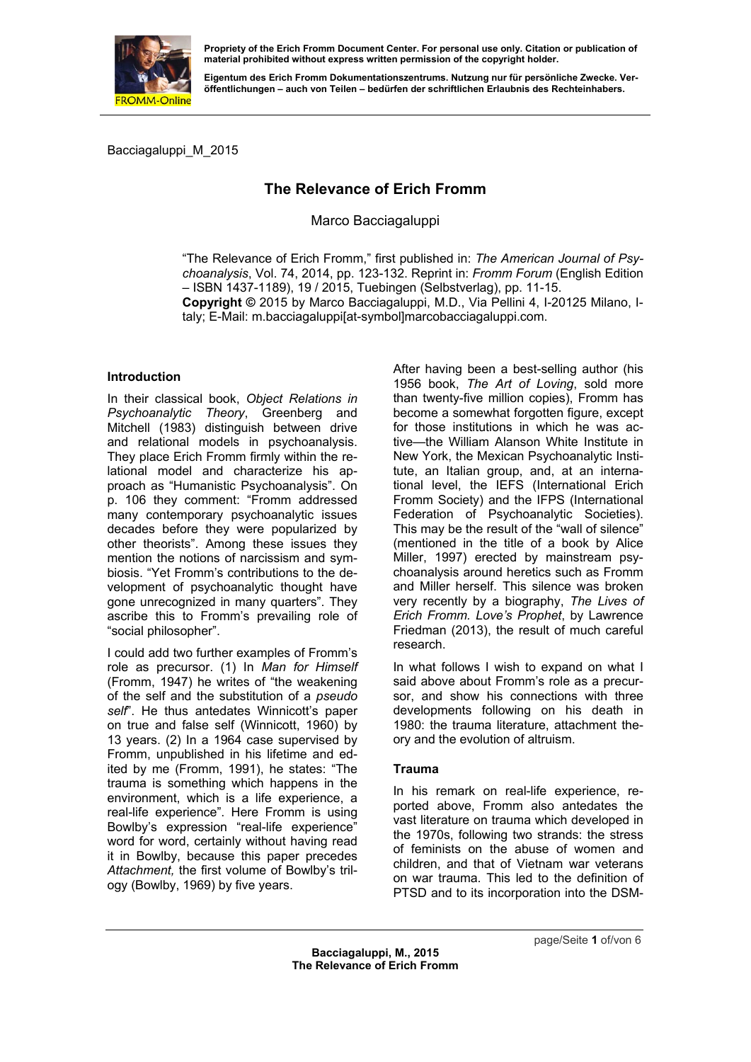Propriety of the Erich Fromm Document Center. For personal use only. Citation or publication of material prohibited without express written permission of the copyright holder.

Eigentum des Erich Fromm Dokumentationszentrums. Nutzung nur für persönliche Zwecke. Veröffentlichungen – auch von Teilen – bedürfen der schriftlichen Erlaubnis des Rechteinhabers.

Bacciagaluppi_M_2015

# The Relevance of Erich Fromm

Marco Bacciagaluppi

"The Relevance of Erich Fromm," first published in: *The American Journal of Psychoanalysis*, Vol. 74, 2014, pp. 123-132. Reprint in: *Fromm Forum* (English Edition – ISBN 1437-1189), 19 / 2015, Tuebingen (Selbstverlag), pp. 11-15.
**Copyright ©** 2015 by Marco Bacciagaluppi, M.D., Via Pellini 4, I-20125 Milano, Italy; E-Mail: m.bacciagaluppi[at-symbol]marcobacciagaluppi.com.

## Introduction

In their classical book, *Object Relations in Psychoanalytic Theory*, Greenberg and Mitchell (1983) distinguish between drive and relational models in psychoanalysis. They place Erich Fromm firmly within the relational model and characterize his approach as "Humanistic Psychoanalysis". On p. 106 they comment: "Fromm addressed many contemporary psychoanalytic issues decades before they were popularized by other theorists". Among these issues they mention the notions of narcissism and symbiosis. "Yet Fromm's contributions to the development of psychoanalytic thought have gone unrecognized in many quarters". They ascribe this to Fromm's prevailing role of "social philosopher".

I could add two further examples of Fromm's role as precursor. (1) In *Man for Himself* (Fromm, 1947) he writes of "the weakening of the self and the substitution of a *pseudo self*". He thus antedates Winnicott's paper on true and false self (Winnicott, 1960) by 13 years. (2) In a 1964 case supervised by Fromm, unpublished in his lifetime and edited by me (Fromm, 1991), he states: "The trauma is something which happens in the environment, which is a life experience, a real-life experience". Here Fromm is using Bowlby's expression "real-life experience" word for word, certainly without having read it in Bowlby, because this paper precedes *Attachment,* the first volume of Bowlby's trilogy (Bowlby, 1969) by five years.

After having been a best-selling author (his 1956 book, *The Art of Loving*, sold more than twenty-five million copies), Fromm has become a somewhat forgotten figure, except for those institutions in which he was active—the William Alanson White Institute in New York, the Mexican Psychoanalytic Institute, an Italian group, and, at an international level, the IEFS (International Erich Fromm Society) and the IFPS (International Federation of Psychoanalytic Societies). This may be the result of the "wall of silence" (mentioned in the title of a book by Alice Miller, 1997) erected by mainstream psychoanalysis around heretics such as Fromm and Miller herself. This silence was broken very recently by a biography, *The Lives of Erich Fromm. Love's Prophet*, by Lawrence Friedman (2013), the result of much careful research.

In what follows I wish to expand on what I said above about Fromm's role as a precursor, and show his connections with three developments following on his death in 1980: the trauma literature, attachment theory and the evolution of altruism.

## Trauma

In his remark on real-life experience, reported above, Fromm also antedates the vast literature on trauma which developed in the 1970s, following two strands: the stress of feminists on the abuse of women and children, and that of Vietnam war veterans on war trauma. This led to the definition of PTSD and to its incorporation into the DSM-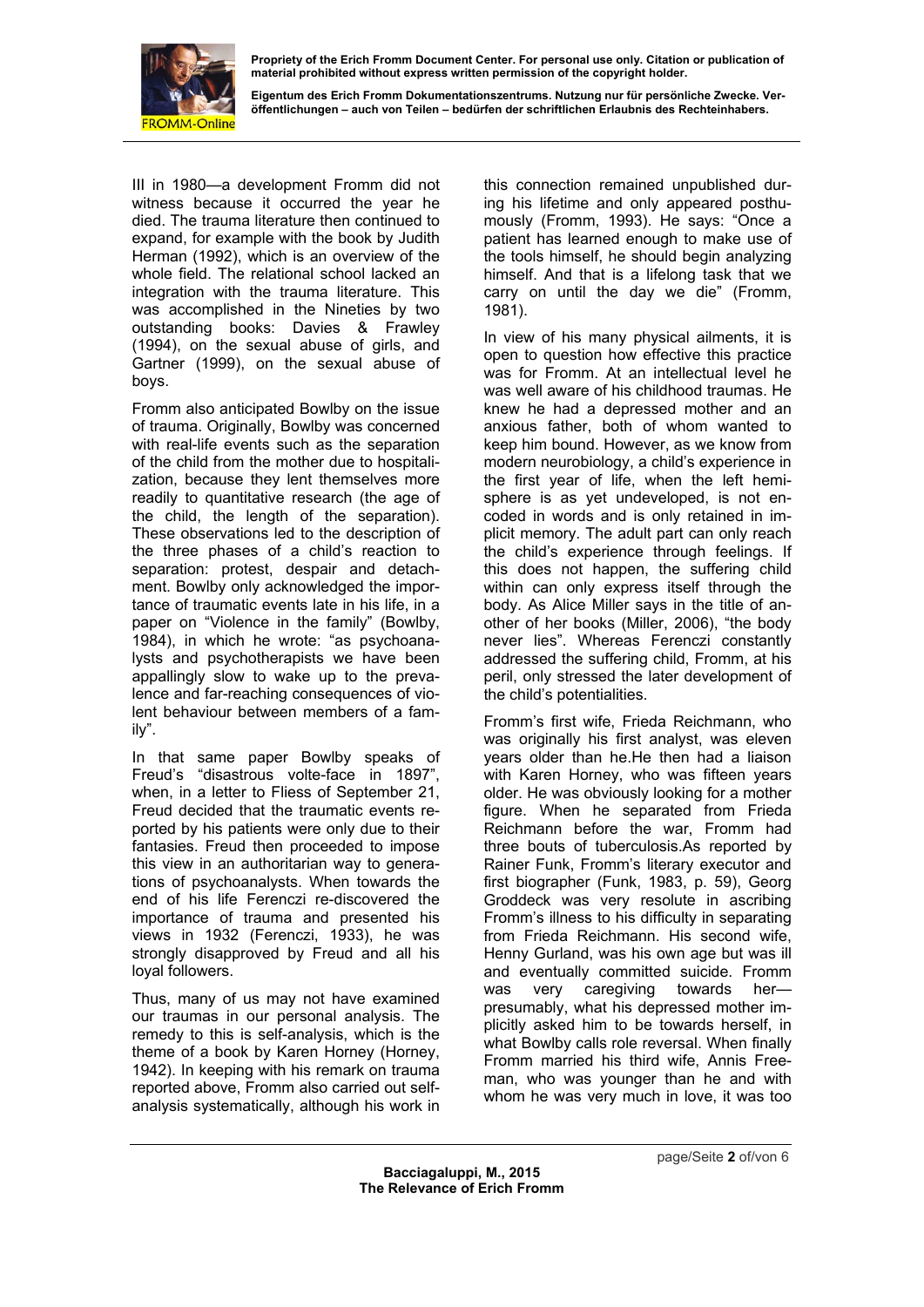III in 1980—a development Fromm did not witness because it occurred the year he died. The trauma literature then continued to expand, for example with the book by Judith Herman (1992), which is an overview of the whole field. The relational school lacked an integration with the trauma literature. This was accomplished in the Nineties by two outstanding books: Davies & Frawley (1994), on the sexual abuse of girls, and Gartner (1999), on the sexual abuse of boys.

Fromm also anticipated Bowlby on the issue of trauma. Originally, Bowlby was concerned with real-life events such as the separation of the child from the mother due to hospitalization, because they lent themselves more readily to quantitative research (the age of the child, the length of the separation). These observations led to the description of the three phases of a child's reaction to separation: protest, despair and detachment. Bowlby only acknowledged the importance of traumatic events late in his life, in a paper on "Violence in the family" (Bowlby, 1984), in which he wrote: "as psychoanalysts and psychotherapists we have been appallingly slow to wake up to the prevalence and far-reaching consequences of violent behaviour between members of a family".

In that same paper Bowlby speaks of Freud's "disastrous volte-face in 1897", when, in a letter to Fliess of September 21, Freud decided that the traumatic events reported by his patients were only due to their fantasies. Freud then proceeded to impose this view in an authoritarian way to generations of psychoanalysts. When towards the end of his life Ferenczi re-discovered the importance of trauma and presented his views in 1932 (Ferenczi, 1933), he was strongly disapproved by Freud and all his loyal followers.

Thus, many of us may not have examined our traumas in our personal analysis. The remedy to this is self-analysis, which is the theme of a book by Karen Horney (Horney, 1942). In keeping with his remark on trauma reported above, Fromm also carried out self-analysis systematically, although his work in this connection remained unpublished during his lifetime and only appeared posthumously (Fromm, 1993). He says: "Once a patient has learned enough to make use of the tools himself, he should begin analyzing himself. And that is a lifelong task that we carry on until the day we die" (Fromm, 1981).

In view of his many physical ailments, it is open to question how effective this practice was for Fromm. At an intellectual level he was well aware of his childhood traumas. He knew he had a depressed mother and an anxious father, both of whom wanted to keep him bound. However, as we know from modern neurobiology, a child's experience in the first year of life, when the left hemisphere is as yet undeveloped, is not encoded in words and is only retained in implicit memory. The adult part can only reach the child's experience through feelings. If this does not happen, the suffering child within can only express itself through the body. As Alice Miller says in the title of another of her books (Miller, 2006), "the body never lies". Whereas Ferenczi constantly addressed the suffering child, Fromm, at his peril, only stressed the later development of the child's potentialities.

Fromm's first wife, Frieda Reichmann, who was originally his first analyst, was eleven years older than he.He then had a liaison with Karen Horney, who was fifteen years older. He was obviously looking for a mother figure. When he separated from Frieda Reichmann before the war, Fromm had three bouts of tuberculosis.As reported by Rainer Funk, Fromm's literary executor and first biographer (Funk, 1983, p. 59), Georg Groddeck was very resolute in ascribing Fromm's illness to his difficulty in separating from Frieda Reichmann. His second wife, Henny Gurland, was his own age but was ill and eventually committed suicide. Fromm was very caregiving towards her—presumably, what his depressed mother implicitly asked him to be towards herself, in what Bowlby calls role reversal. When finally Fromm married his third wife, Annis Freeman, who was younger than he and with whom he was very much in love, it was too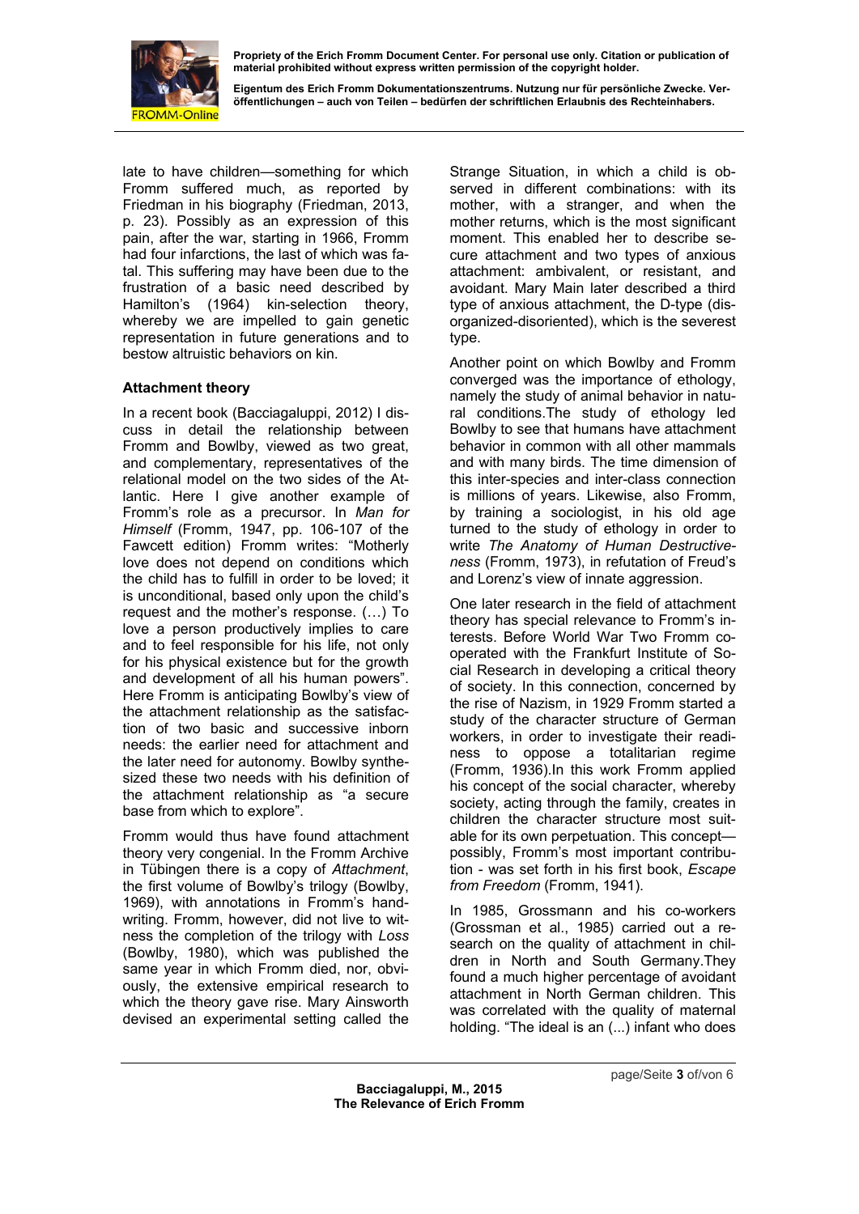late to have children—something for which Fromm suffered much, as reported by Friedman in his biography (Friedman, 2013, p. 23). Possibly as an expression of this pain, after the war, starting in 1966, Fromm had four infarctions, the last of which was fatal. This suffering may have been due to the frustration of a basic need described by Hamilton's (1964) kin-selection theory, whereby we are impelled to gain genetic representation in future generations and to bestow altruistic behaviors on kin.

**Attachment theory**

In a recent book (Bacciagaluppi, 2012) I discuss in detail the relationship between Fromm and Bowlby, viewed as two great, and complementary, representatives of the relational model on the two sides of the Atlantic. Here I give another example of Fromm's role as a precursor. In *Man for Himself* (Fromm, 1947, pp. 106-107 of the Fawcett edition) Fromm writes: "Motherly love does not depend on conditions which the child has to fulfill in order to be loved; it is unconditional, based only upon the child's request and the mother's response. (…) To love a person productively implies to care and to feel responsible for his life, not only for his physical existence but for the growth and development of all his human powers". Here Fromm is anticipating Bowlby's view of the attachment relationship as the satisfaction of two basic and successive inborn needs: the earlier need for attachment and the later need for autonomy. Bowlby synthesized these two needs with his definition of the attachment relationship as "a secure base from which to explore".

Fromm would thus have found attachment theory very congenial. In the Fromm Archive in Tübingen there is a copy of *Attachment*, the first volume of Bowlby's trilogy (Bowlby, 1969), with annotations in Fromm's handwriting. Fromm, however, did not live to witness the completion of the trilogy with *Loss* (Bowlby, 1980), which was published the same year in which Fromm died, nor, obviously, the extensive empirical research to which the theory gave rise. Mary Ainsworth devised an experimental setting called the Strange Situation, in which a child is observed in different combinations: with its mother, with a stranger, and when the mother returns, which is the most significant moment. This enabled her to describe secure attachment and two types of anxious attachment: ambivalent, or resistant, and avoidant. Mary Main later described a third type of anxious attachment, the D-type (disorganized-disoriented), which is the severest type.

Another point on which Bowlby and Fromm converged was the importance of ethology, namely the study of animal behavior in natural conditions.The study of ethology led Bowlby to see that humans have attachment behavior in common with all other mammals and with many birds. The time dimension of this inter-species and inter-class connection is millions of years. Likewise, also Fromm, by training a sociologist, in his old age turned to the study of ethology in order to write *The Anatomy of Human Destructiveness* (Fromm, 1973), in refutation of Freud's and Lorenz's view of innate aggression.

One later research in the field of attachment theory has special relevance to Fromm's interests. Before World War Two Fromm cooperated with the Frankfurt Institute of Social Research in developing a critical theory of society. In this connection, concerned by the rise of Nazism, in 1929 Fromm started a study of the character structure of German workers, in order to investigate their readiness to oppose a totalitarian regime (Fromm, 1936).In this work Fromm applied his concept of the social character, whereby society, acting through the family, creates in children the character structure most suitable for its own perpetuation. This concept—possibly, Fromm's most important contribution - was set forth in his first book, *Escape from Freedom* (Fromm, 1941).

In 1985, Grossmann and his co-workers (Grossman et al., 1985) carried out a research on the quality of attachment in children in North and South Germany.They found a much higher percentage of avoidant attachment in North German children. This was correlated with the quality of maternal holding. "The ideal is an (...) infant who does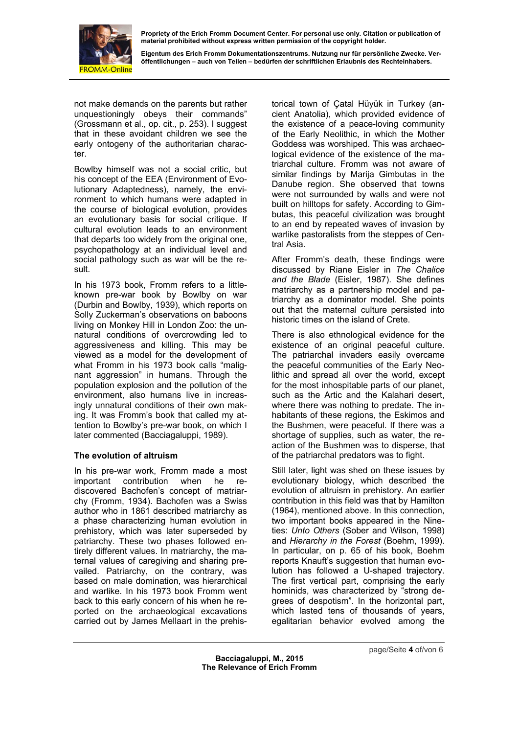not make demands on the parents but rather unquestioningly obeys their commands" (Grossmann et al., op. cit., p. 253). I suggest that in these avoidant children we see the early ontogeny of the authoritarian character.

Bowlby himself was not a social critic, but his concept of the EEA (Environment of Evolutionary Adaptedness), namely, the environment to which humans were adapted in the course of biological evolution, provides an evolutionary basis for social critique. If cultural evolution leads to an environment that departs too widely from the original one, psychopathology at an individual level and social pathology such as war will be the result.

In his 1973 book, Fromm refers to a little-known pre-war book by Bowlby on war (Durbin and Bowlby, 1939), which reports on Solly Zuckerman's observations on baboons living on Monkey Hill in London Zoo: the unnatural conditions of overcrowding led to aggressiveness and killing. This may be viewed as a model for the development of what Fromm in his 1973 book calls "malignant aggression" in humans. Through the population explosion and the pollution of the environment, also humans live in increasingly unnatural conditions of their own making. It was Fromm's book that called my attention to Bowlby's pre-war book, on which I later commented (Bacciagaluppi, 1989).

### The evolution of altruism

In his pre-war work, Fromm made a most important contribution when he rediscovered Bachofen's concept of matriarchy (Fromm, 1934). Bachofen was a Swiss author who in 1861 described matriarchy as a phase characterizing human evolution in prehistory, which was later superseded by patriarchy. These two phases followed entirely different values. In matriarchy, the maternal values of caregiving and sharing prevailed. Patriarchy, on the contrary, was based on male domination, was hierarchical and warlike. In his 1973 book Fromm went back to this early concern of his when he reported on the archaeological excavations carried out by James Mellaart in the prehistorical town of Çatal Hüyük in Turkey (ancient Anatolia), which provided evidence of the existence of a peace-loving community of the Early Neolithic, in which the Mother Goddess was worshiped. This was archaeological evidence of the existence of the matriarchal culture. Fromm was not aware of similar findings by Marija Gimbutas in the Danube region. She observed that towns were not surrounded by walls and were not built on hilltops for safety. According to Gimbutas, this peaceful civilization was brought to an end by repeated waves of invasion by warlike pastoralists from the steppes of Central Asia.

After Fromm's death, these findings were discussed by Riane Eisler in *The Chalice and the Blade* (Eisler, 1987). She defines matriarchy as a partnership model and patriarchy as a dominator model. She points out that the maternal culture persisted into historic times on the island of Crete.

There is also ethnological evidence for the existence of an original peaceful culture. The patriarchal invaders easily overcame the peaceful communities of the Early Neolithic and spread all over the world, except for the most inhospitable parts of our planet, such as the Artic and the Kalahari desert, where there was nothing to predate. The inhabitants of these regions, the Eskimos and the Bushmen, were peaceful. If there was a shortage of supplies, such as water, the reaction of the Bushmen was to disperse, that of the patriarchal predators was to fight.

Still later, light was shed on these issues by evolutionary biology, which described the evolution of altruism in prehistory. An earlier contribution in this field was that by Hamilton (1964), mentioned above. In this connection, two important books appeared in the Nineties: *Unto Others* (Sober and Wilson, 1998) and *Hierarchy in the Forest* (Boehm, 1999). In particular, on p. 65 of his book, Boehm reports Knauft's suggestion that human evolution has followed a U-shaped trajectory. The first vertical part, comprising the early hominids, was characterized by "strong degrees of despotism". In the horizontal part, which lasted tens of thousands of years, egalitarian behavior evolved among the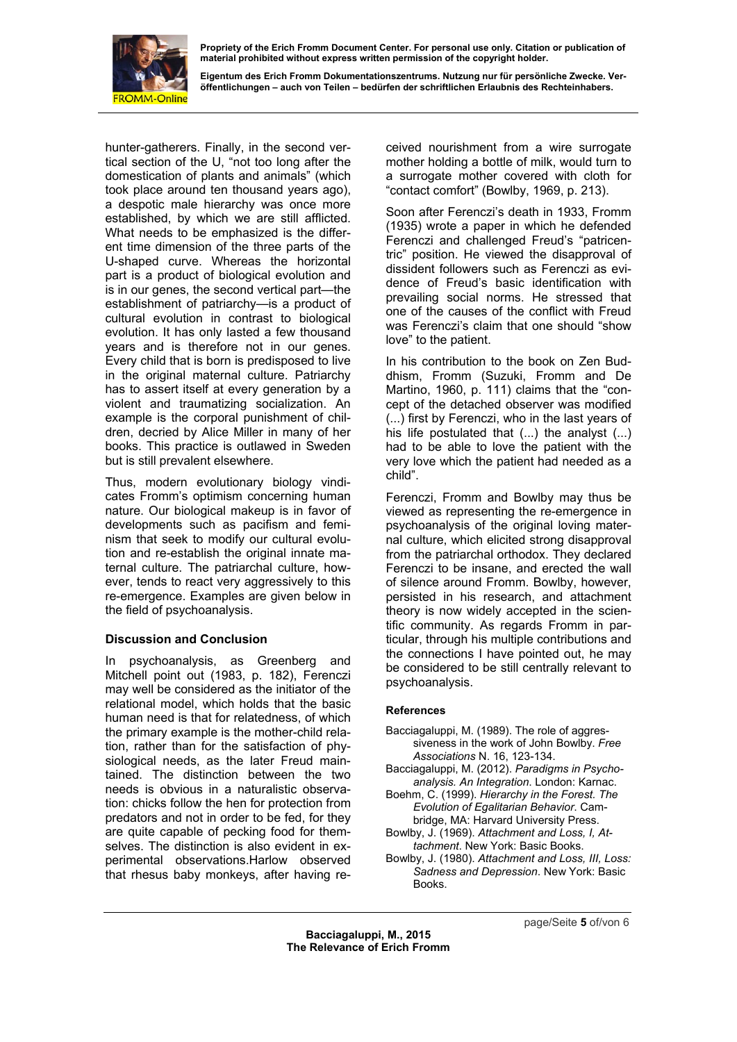hunter-gatherers. Finally, in the second vertical section of the U, "not too long after the domestication of plants and animals" (which took place around ten thousand years ago), a despotic male hierarchy was once more established, by which we are still afflicted. What needs to be emphasized is the different time dimension of the three parts of the U-shaped curve. Whereas the horizontal part is a product of biological evolution and is in our genes, the second vertical part—the establishment of patriarchy—is a product of cultural evolution in contrast to biological evolution. It has only lasted a few thousand years and is therefore not in our genes. Every child that is born is predisposed to live in the original maternal culture. Patriarchy has to assert itself at every generation by a violent and traumatizing socialization. An example is the corporal punishment of children, decried by Alice Miller in many of her books. This practice is outlawed in Sweden but is still prevalent elsewhere.

Thus, modern evolutionary biology vindicates Fromm's optimism concerning human nature. Our biological makeup is in favor of developments such as pacifism and feminism that seek to modify our cultural evolution and re-establish the original innate maternal culture. The patriarchal culture, however, tends to react very aggressively to this re-emergence. Examples are given below in the field of psychoanalysis.

## Discussion and Conclusion

In psychoanalysis, as Greenberg and Mitchell point out (1983, p. 182), Ferenczi may well be considered as the initiator of the relational model, which holds that the basic human need is that for relatedness, of which the primary example is the mother-child relation, rather than for the satisfaction of physiological needs, as the later Freud maintained. The distinction between the two needs is obvious in a naturalistic observation: chicks follow the hen for protection from predators and not in order to be fed, for they are quite capable of pecking food for themselves. The distinction is also evident in experimental observations.Harlow observed that rhesus baby monkeys, after having received nourishment from a wire surrogate mother holding a bottle of milk, would turn to a surrogate mother covered with cloth for "contact comfort" (Bowlby, 1969, p. 213).

Soon after Ferenczi's death in 1933, Fromm (1935) wrote a paper in which he defended Ferenczi and challenged Freud's "patricentric" position. He viewed the disapproval of dissident followers such as Ferenczi as evidence of Freud's basic identification with prevailing social norms. He stressed that one of the causes of the conflict with Freud was Ferenczi's claim that one should "show love" to the patient.

In his contribution to the book on Zen Buddhism, Fromm (Suzuki, Fromm and De Martino, 1960, p. 111) claims that the "concept of the detached observer was modified (...) first by Ferenczi, who in the last years of his life postulated that (...) the analyst (...) had to be able to love the patient with the very love which the patient had needed as a child".

Ferenczi, Fromm and Bowlby may thus be viewed as representing the re-emergence in psychoanalysis of the original loving maternal culture, which elicited strong disapproval from the patriarchal orthodox. They declared Ferenczi to be insane, and erected the wall of silence around Fromm. Bowlby, however, persisted in his research, and attachment theory is now widely accepted in the scientific community. As regards Fromm in particular, through his multiple contributions and the connections I have pointed out, he may be considered to be still centrally relevant to psychoanalysis.

### References

Bacciagaluppi, M. (1989). The role of aggressiveness in the work of John Bowlby. *Free Associations* N. 16, 123-134.

Bacciagaluppi, M. (2012). *Paradigms in Psychoanalysis. An Integration*. London: Karnac.

Boehm, C. (1999). *Hierarchy in the Forest. The Evolution of Egalitarian Behavior*. Cambridge, MA: Harvard University Press.

Bowlby, J. (1969). *Attachment and Loss, I, Attachment*. New York: Basic Books.

Bowlby, J. (1980). *Attachment and Loss, III, Loss: Sadness and Depression*. New York: Basic Books.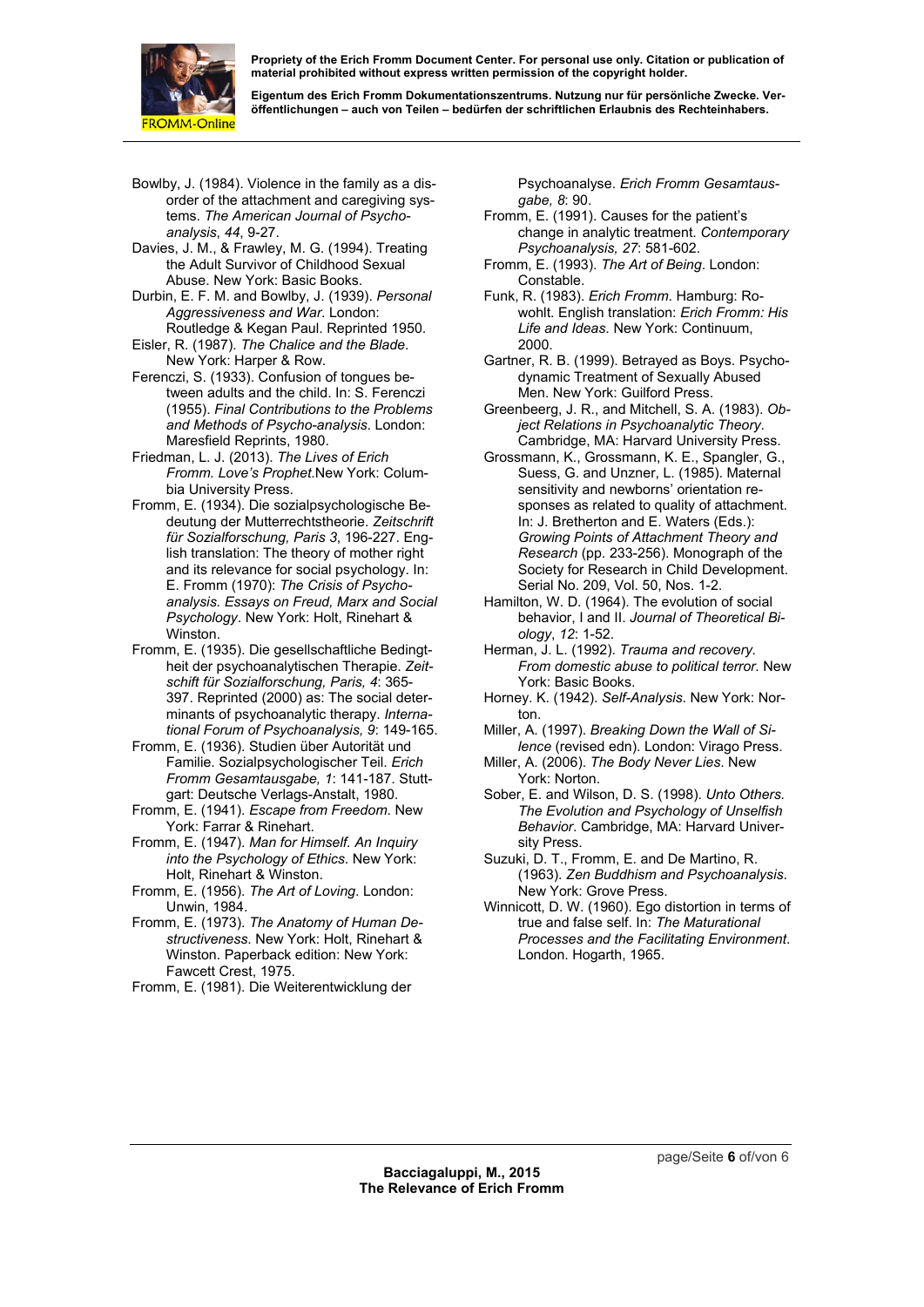Bowlby, J. (1984). Violence in the family as a disorder of the attachment and caregiving systems. *The American Journal of Psychoanalysis*, *44*, 9-27.

Davies, J. M., & Frawley, M. G. (1994). Treating the Adult Survivor of Childhood Sexual Abuse. New York: Basic Books.

Durbin, E. F. M. and Bowlby, J. (1939). *Personal Aggressiveness and War*. London: Routledge & Kegan Paul. Reprinted 1950.

Eisler, R. (1987). *The Chalice and the Blade*. New York: Harper & Row.

Ferenczi, S. (1933). Confusion of tongues between adults and the child. In: S. Ferenczi (1955). *Final Contributions to the Problems and Methods of Psycho-analysis*. London: Maresfield Reprints, 1980.

Friedman, L. J. (2013). *The Lives of Erich Fromm. Love's Prophet*.New York: Columbia University Press.

Fromm, E. (1934). Die sozialpsychologische Bedeutung der Mutterrechtstheorie. *Zeitschrift für Sozialforschung, Paris 3*, 196-227. English translation: The theory of mother right and its relevance for social psychology. In: E. Fromm (1970): *The Crisis of Psychoanalysis. Essays on Freud, Marx and Social Psychology*. New York: Holt, Rinehart & Winston.

Fromm, E. (1935). Die gesellschaftliche Bedingtheit der psychoanalytischen Therapie. *Zeitschift für Sozialforschung, Paris, 4*: 365-397. Reprinted (2000) as: The social determinants of psychoanalytic therapy. *International Forum of Psychoanalysis, 9*: 149-165.

Fromm, E. (1936). Studien über Autorität und Familie. Sozialpsychologischer Teil. *Erich Fromm Gesamtausgabe, 1*: 141-187. Stuttgart: Deutsche Verlags-Anstalt, 1980.

Fromm, E. (1941). *Escape from Freedom*. New York: Farrar & Rinehart.

Fromm, E. (1947). *Man for Himself. An Inquiry into the Psychology of Ethics*. New York: Holt, Rinehart & Winston.

Fromm, E. (1956). *The Art of Loving*. London: Unwin, 1984.

Fromm, E. (1973). *The Anatomy of Human Destructiveness*. New York: Holt, Rinehart & Winston. Paperback edition: New York: Fawcett Crest, 1975.

Fromm, E. (1981). Die Weiterentwicklung der Psychoanalyse. *Erich Fromm Gesamtausgabe, 8*: 90.

Fromm, E. (1991). Causes for the patient's change in analytic treatment. *Contemporary Psychoanalysis, 27*: 581-602.

Fromm, E. (1993). *The Art of Being*. London: Constable.

Funk, R. (1983). *Erich Fromm*. Hamburg: Rowohlt. English translation: *Erich Fromm: His Life and Ideas*. New York: Continuum, 2000.

Gartner, R. B. (1999). Betrayed as Boys. Psychodynamic Treatment of Sexually Abused Men. New York: Guilford Press.

Greenbeerg, J. R., and Mitchell, S. A. (1983). *Object Relations in Psychoanalytic Theory*. Cambridge, MA: Harvard University Press.

Grossmann, K., Grossmann, K. E., Spangler, G., Suess, G. and Unzner, L. (1985). Maternal sensitivity and newborns' orientation responses as related to quality of attachment. In: J. Bretherton and E. Waters (Eds.): *Growing Points of Attachment Theory and Research* (pp. 233-256). Monograph of the Society for Research in Child Development. Serial No. 209, Vol. 50, Nos. 1-2.

Hamilton, W. D. (1964). The evolution of social behavior, I and II. *Journal of Theoretical Biology*, *12*: 1-52.

Herman, J. L. (1992). *Trauma and recovery. From domestic abuse to political terror*. New York: Basic Books.

Horney. K. (1942). *Self-Analysis*. New York: Norton.

Miller, A. (1997). *Breaking Down the Wall of Silence* (revised edn). London: Virago Press.

Miller, A. (2006). *The Body Never Lies*. New York: Norton.

Sober, E. and Wilson, D. S. (1998). *Unto Others. The Evolution and Psychology of Unselfish Behavior*. Cambridge, MA: Harvard University Press.

Suzuki, D. T., Fromm, E. and De Martino, R. (1963). *Zen Buddhism and Psychoanalysis*. New York: Grove Press.

Winnicott, D. W. (1960). Ego distortion in terms of true and false self. In: *The Maturational Processes and the Facilitating Environment*. London. Hogarth, 1965.